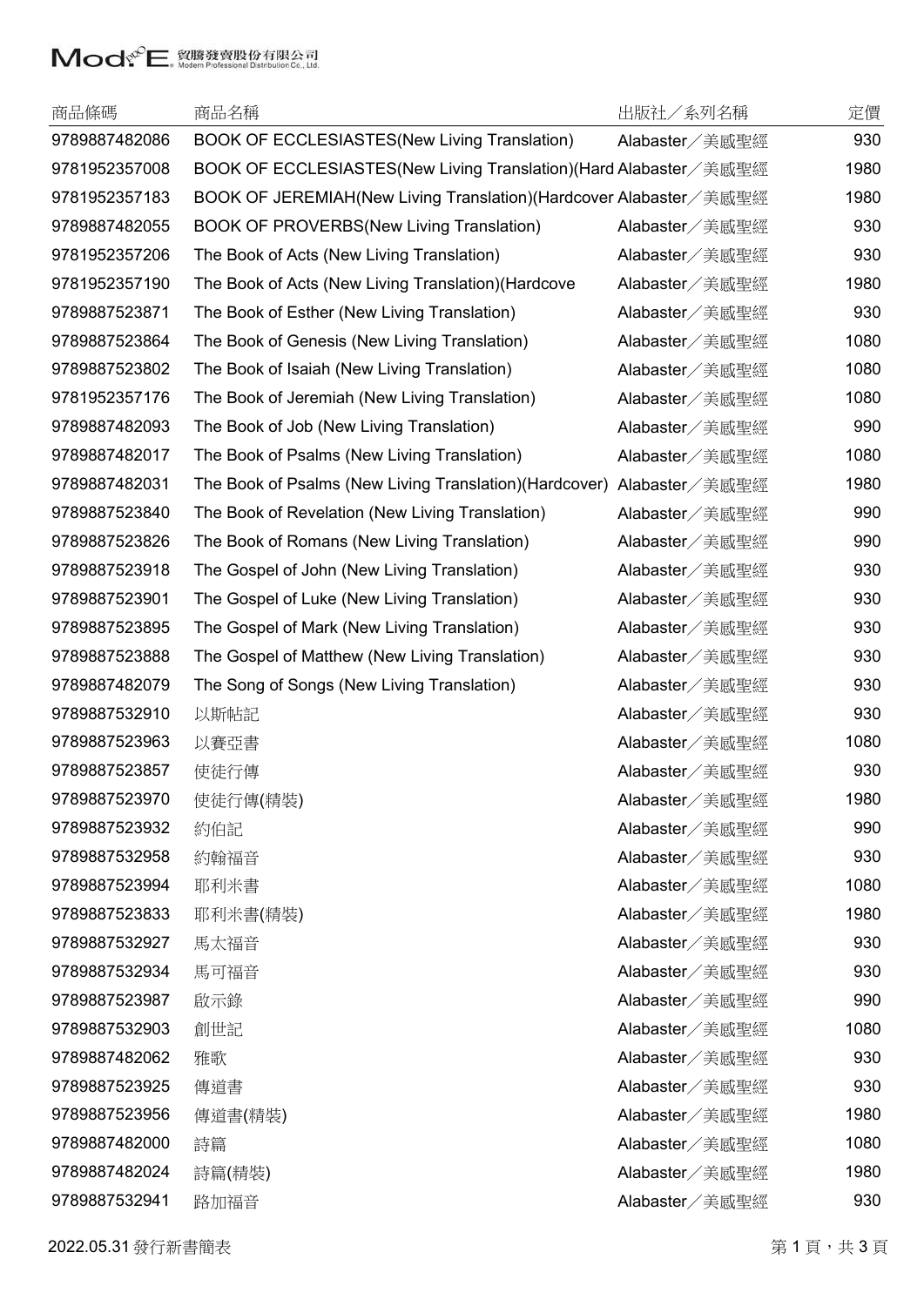| 商品條碼 | 商品名稱 | 出版社／系列名稱 | 定價 |
|---|---|---|---|
| 9789887482086 | BOOK OF ECCLESIASTES(New Living Translation) | Alabaster／美感聖經 | 930 |
| 9781952357008 | BOOK OF ECCLESIASTES(New Living Translation)(Hard | Alabaster／美感聖經 | 1980 |
| 9781952357183 | BOOK OF JEREMIAH(New Living Translation)(Hardcover | Alabaster／美感聖經 | 1980 |
| 9789887482055 | BOOK OF PROVERBS(New Living Translation) | Alabaster／美感聖經 | 930 |
| 9781952357206 | The Book of Acts (New Living Translation) | Alabaster／美感聖經 | 930 |
| 9781952357190 | The Book of Acts (New Living Translation)(Hardcove | Alabaster／美感聖經 | 1980 |
| 9789887523871 | The Book of Esther (New Living Translation) | Alabaster／美感聖經 | 930 |
| 9789887523864 | The Book of Genesis (New Living Translation) | Alabaster／美感聖經 | 1080 |
| 9789887523802 | The Book of Isaiah (New Living Translation) | Alabaster／美感聖經 | 1080 |
| 9781952357176 | The Book of Jeremiah (New Living Translation) | Alabaster／美感聖經 | 1080 |
| 9789887482093 | The Book of Job (New Living Translation) | Alabaster／美感聖經 | 990 |
| 9789887482017 | The Book of Psalms (New Living Translation) | Alabaster／美感聖經 | 1080 |
| 9789887482031 | The Book of Psalms (New Living Translation)(Hardcover) | Alabaster／美感聖經 | 1980 |
| 9789887523840 | The Book of Revelation (New Living Translation) | Alabaster／美感聖經 | 990 |
| 9789887523826 | The Book of Romans (New Living Translation) | Alabaster／美感聖經 | 990 |
| 9789887523918 | The Gospel of John (New Living Translation) | Alabaster／美感聖經 | 930 |
| 9789887523901 | The Gospel of Luke (New Living Translation) | Alabaster／美感聖經 | 930 |
| 9789887523895 | The Gospel of Mark (New Living Translation) | Alabaster／美感聖經 | 930 |
| 9789887523888 | The Gospel of Matthew (New Living Translation) | Alabaster／美感聖經 | 930 |
| 9789887482079 | The Song of Songs (New Living Translation) | Alabaster／美感聖經 | 930 |
| 9789887532910 | 以斯帖記 | Alabaster／美感聖經 | 930 |
| 9789887523963 | 以賽亞書 | Alabaster／美感聖經 | 1080 |
| 9789887523857 | 使徒行傳 | Alabaster／美感聖經 | 930 |
| 9789887523970 | 使徒行傳(精裝) | Alabaster／美感聖經 | 1980 |
| 9789887523932 | 約伯記 | Alabaster／美感聖經 | 990 |
| 9789887532958 | 約翰福音 | Alabaster／美感聖經 | 930 |
| 9789887523994 | 耶利米書 | Alabaster／美感聖經 | 1080 |
| 9789887523833 | 耶利米書(精裝) | Alabaster／美感聖經 | 1980 |
| 9789887532927 | 馬太福音 | Alabaster／美感聖經 | 930 |
| 9789887532934 | 馬可福音 | Alabaster／美感聖經 | 930 |
| 9789887523987 | 啟示錄 | Alabaster／美感聖經 | 990 |
| 9789887532903 | 創世記 | Alabaster／美感聖經 | 1080 |
| 9789887482062 | 雅歌 | Alabaster／美感聖經 | 930 |
| 9789887523925 | 傳道書 | Alabaster／美感聖經 | 930 |
| 9789887523956 | 傳道書(精裝) | Alabaster／美感聖經 | 1980 |
| 9789887482000 | 詩篇 | Alabaster／美感聖經 | 1080 |
| 9789887482024 | 詩篇(精裝) | Alabaster／美感聖經 | 1980 |
| 9789887532941 | 路加福音 | Alabaster／美感聖經 | 930 |

2022.05.31 發行新書簡表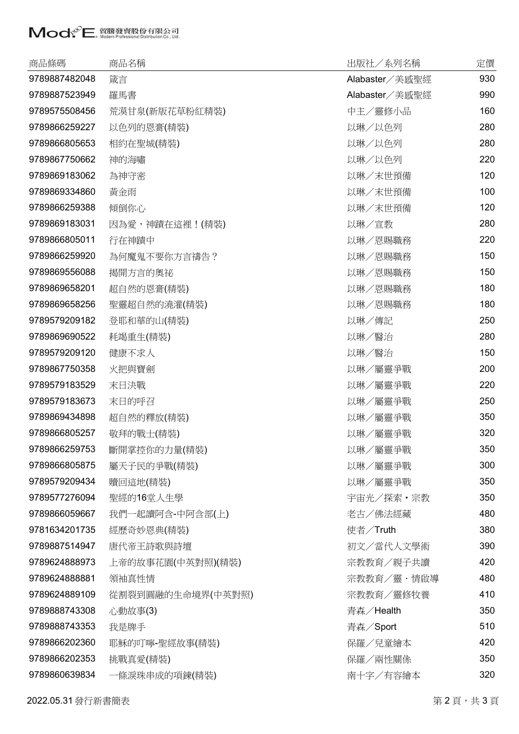| 商品條碼 | 商品名稱 | 出版社／系列名稱 | 定價 |
| --- | --- | --- | --- |
| 9789887482048 | 箴言 | Alabaster／美感聖經 | 930 |
| 9789887523949 | 羅馬書 | Alabaster／美感聖經 | 990 |
| 9789575508456 | 荒漠甘泉(新版花草粉紅精裝) | 中主／靈修小品 | 160 |
| 9789866259227 | 以色列的恩膏(精裝) | 以琳／以色列 | 280 |
| 9789866805653 | 相約在聖城(精裝) | 以琳／以色列 | 280 |
| 9789867750662 | 神的海嘯 | 以琳／以色列 | 220 |
| 9789869183062 | 為神守密 | 以琳／末世預備 | 120 |
| 9789869334860 | 黃金雨 | 以琳／末世預備 | 100 |
| 9789866259388 | 傾倒你心 | 以琳／末世預備 | 120 |
| 9789869183031 | 因為愛，神蹟在這裡！(精裝) | 以琳／宣教 | 280 |
| 9789866805011 | 行在神蹟中 | 以琳／恩賜職務 | 220 |
| 9789866259920 | 為何魔鬼不要你方言禱告？ | 以琳／恩賜職務 | 150 |
| 9789869556088 | 揭開方言的奧祕 | 以琳／恩賜職務 | 150 |
| 9789869658201 | 超自然的恩膏(精裝) | 以琳／恩賜職務 | 180 |
| 9789869658256 | 聖靈超自然的澆灌(精裝) | 以琳／恩賜職務 | 180 |
| 9789579209182 | 登耶和華的山(精裝) | 以琳／傳記 | 250 |
| 9789869690522 | 耗竭重生(精裝) | 以琳／醫治 | 280 |
| 9789579209120 | 健康不求人 | 以琳／醫治 | 150 |
| 9789867750358 | 火把與寶劍 | 以琳／屬靈爭戰 | 200 |
| 9789579183529 | 末日決戰 | 以琳／屬靈爭戰 | 220 |
| 9789579183673 | 末日的呼召 | 以琳／屬靈爭戰 | 250 |
| 9789869434898 | 超自然的釋放(精裝) | 以琳／屬靈爭戰 | 350 |
| 9789866805257 | 敬拜的戰士(精裝) | 以琳／屬靈爭戰 | 320 |
| 9789866259753 | 斷開掌控你的力量(精裝) | 以琳／屬靈爭戰 | 350 |
| 9789866805875 | 屬天子民的爭戰(精裝) | 以琳／屬靈爭戰 | 300 |
| 9789579209434 | 贖回這地(精裝) | 以琳／屬靈爭戰 | 350 |
| 9789577276094 | 聖經的16堂人生學 | 宇宙光／探索・宗教 | 350 |
| 9789866059667 | 我們一起讀阿含-中阿含部(上) | 老古／佛法經藏 | 480 |
| 9781634201735 | 經歷奇妙恩典(精裝) | 使者／Truth | 380 |
| 9789887514947 | 唐代帝王詩歌與詩壇 | 初文／當代人文學術 | 390 |
| 9789624888973 | 上帝的故事花園(中英對照)(精裝) | 宗教教育／親子共讀 | 420 |
| 9789624888881 | 領袖真性情 | 宗教教育／靈・情啟導 | 480 |
| 9789624889109 | 從割裂到圓融的生命境界(中英對照) | 宗教教育／靈修牧養 | 410 |
| 9789888743308 | 心動故事(3) | 青森／Health | 350 |
| 9789888743353 | 我是牌手 | 青森／Sport | 510 |
| 9789866202360 | 耶穌的叮嚀-聖經故事(精裝) | 保羅／兒童繪本 | 420 |
| 9789866202353 | 挑戰真愛(精裝) | 保羅／兩性關係 | 350 |
| 9789860639834 | 一條淚珠串成的項鍊(精裝) | 南十字／有容繪本 | 320 |

2022.05.31 發行新書簡表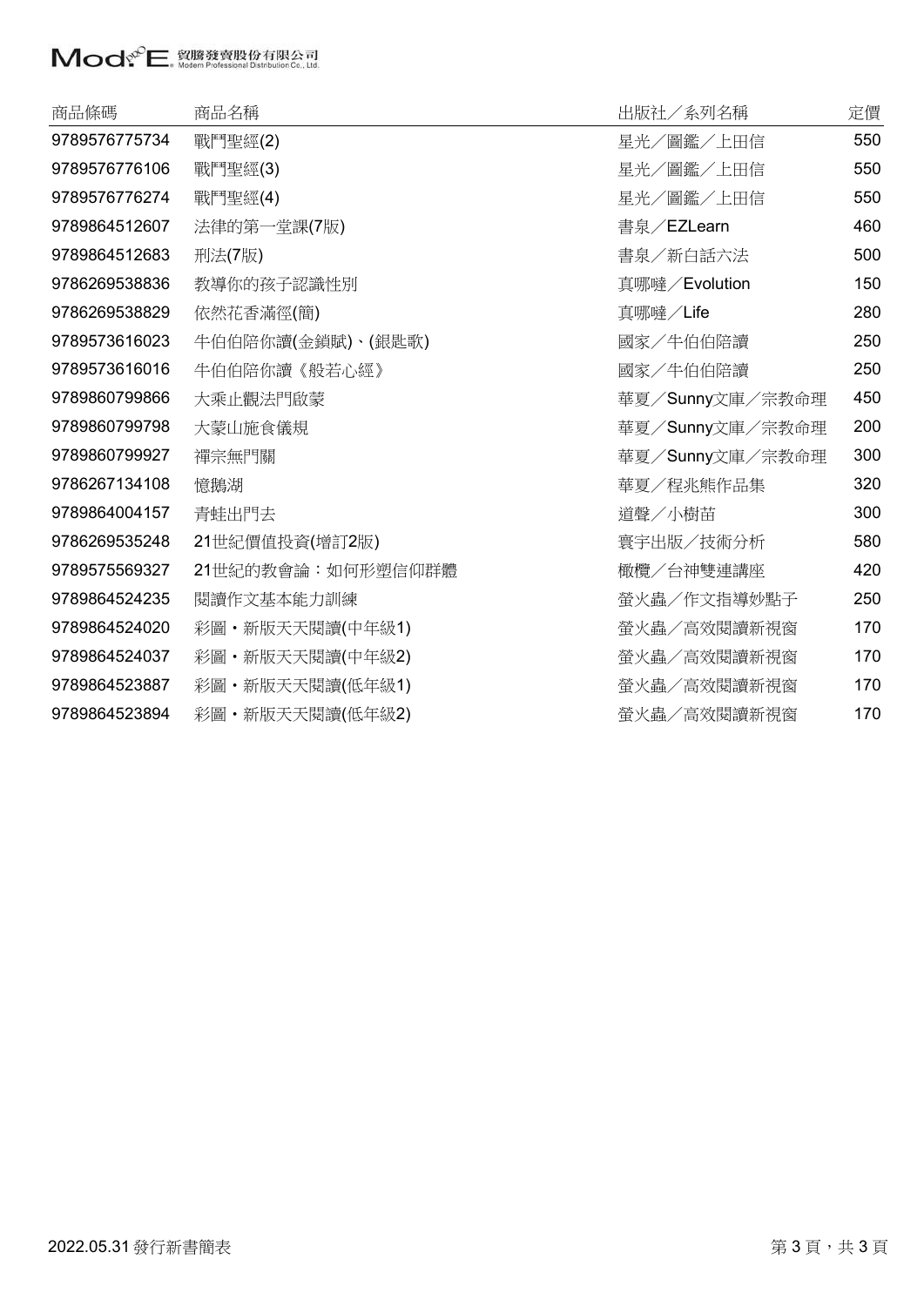| 商品條碼 | 商品名稱 | 出版社／系列名稱 | 定價 |
|---|---|---|---|
| 9789576775734 | 戰鬥聖經(2) | 星光／圖鑑／上田信 | 550 |
| 9789576776106 | 戰鬥聖經(3) | 星光／圖鑑／上田信 | 550 |
| 9789576776274 | 戰鬥聖經(4) | 星光／圖鑑／上田信 | 550 |
| 9789864512607 | 法律的第一堂課(7版) | 書泉／EZLearn | 460 |
| 9789864512683 | 刑法(7版) | 書泉／新白話六法 | 500 |
| 9786269538836 | 教導你的孩子認識性別 | 真哪噠／Evolution | 150 |
| 9786269538829 | 依然花香滿徑(簡) | 真哪噠／Life | 280 |
| 9789573616023 | 牛伯伯陪你讀(金鎖賦)、(銀匙歌) | 國家／牛伯伯陪讀 | 250 |
| 9789573616016 | 牛伯伯陪你讀《般若心經》 | 國家／牛伯伯陪讀 | 250 |
| 9789860799866 | 大乘止觀法門啟蒙 | 華夏／Sunny文庫／宗教命理 | 450 |
| 9789860799798 | 大蒙山施食儀規 | 華夏／Sunny文庫／宗教命理 | 200 |
| 9789860799927 | 禪宗無門關 | 華夏／Sunny文庫／宗教命理 | 300 |
| 9786267134108 | 憶鵝湖 | 華夏／程兆熊作品集 | 320 |
| 9789864004157 | 青蛙出門去 | 道聲／小樹苗 | 300 |
| 9786269535248 | 21世紀價值投資(增訂2版) | 寰宇出版／技術分析 | 580 |
| 9789575569327 | 21世紀的教會論：如何形塑信仰群體 | 橄欖／台神雙連講座 | 420 |
| 9789864524235 | 閱讀作文基本能力訓練 | 螢火蟲／作文指導妙點子 | 250 |
| 9789864524020 | 彩圖・新版天天閱讀(中年級1) | 螢火蟲／高效閱讀新視窗 | 170 |
| 9789864524037 | 彩圖・新版天天閱讀(中年級2) | 螢火蟲／高效閱讀新視窗 | 170 |
| 9789864523887 | 彩圖・新版天天閱讀(低年級1) | 螢火蟲／高效閱讀新視窗 | 170 |
| 9789864523894 | 彩圖・新版天天閱讀(低年級2) | 螢火蟲／高效閱讀新視窗 | 170 |